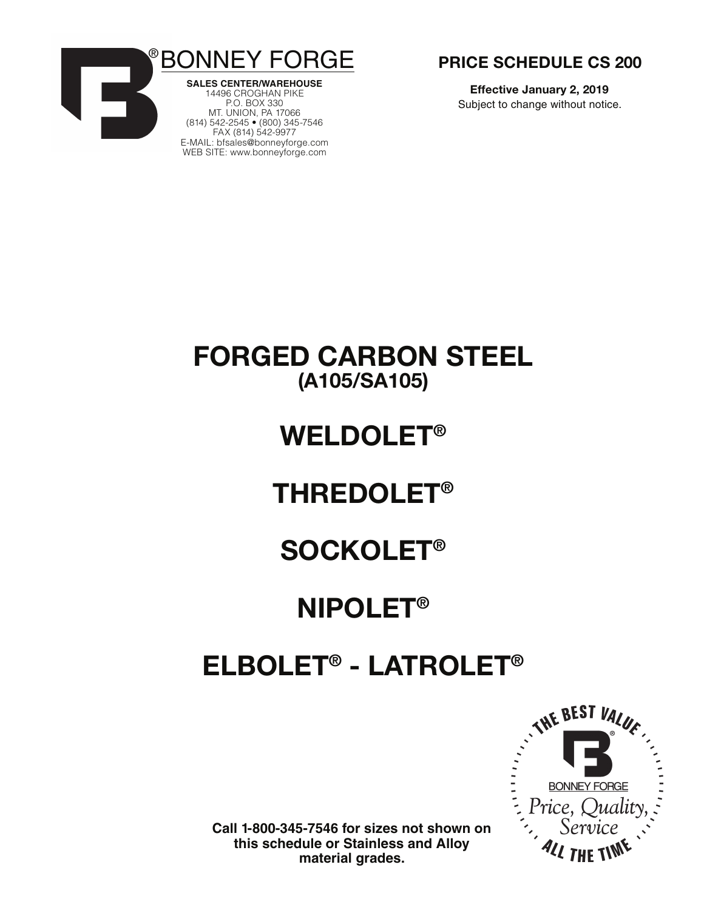®BONNEY FORGE

**SALES CENTER/WAREHOUSE**
14496 CROGHAN PIKE
P.O. BOX 330
MT. UNION, PA 17066
(814) 542-2545 • (800) 345-7546
FAX (814) 542-9977
E-MAIL: bfsales@bonneyforge.com
WEB SITE: www.bonneyforge.com

**PRICE SCHEDULE CS 200**

**Effective January 2, 2019**
Subject to change without notice.

# FORGED CARBON STEEL
## (A105/SA105)

# WELDOLET®

# THREDOLET®

# SOCKOLET®

# NIPOLET®

# ELBOLET® - LATROLET®

THE BEST VALUE
BONNEY FORGE
*Price, Quality, Service*
ALL THE TIME

**Call 1-800-345-7546 for sizes not shown on this schedule or Stainless and Alloy material grades.**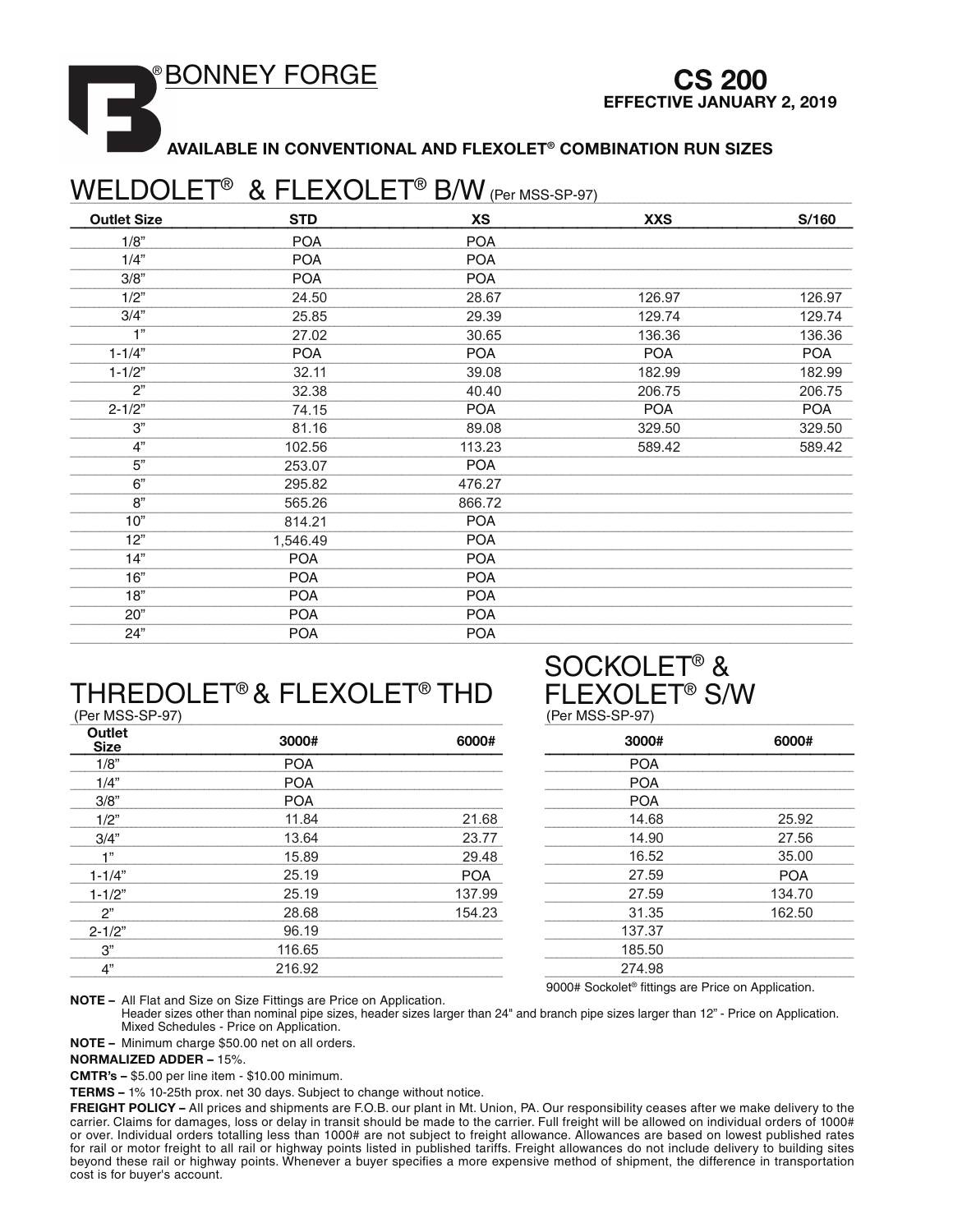# ®BONNEY FORGE

**CS 200**
**EFFECTIVE JANUARY 2, 2019**

**AVAILABLE IN CONVENTIONAL AND FLEXOLET® COMBINATION RUN SIZES**

## WELDOLET® & FLEXOLET® B/W (Per MSS-SP-97)

| Outlet Size | STD | XS | XXS | S/160 |
|---|---|---|---|---|
| 1/8" | POA | POA | | |
| 1/4" | POA | POA | | |
| 3/8" | POA | POA | | |
| 1/2" | 24.50 | 28.67 | 126.97 | 126.97 |
| 3/4" | 25.85 | 29.39 | 129.74 | 129.74 |
| 1" | 27.02 | 30.65 | 136.36 | 136.36 |
| 1-1/4" | POA | POA | POA | POA |
| 1-1/2" | 32.11 | 39.08 | 182.99 | 182.99 |
| 2" | 32.38 | 40.40 | 206.75 | 206.75 |
| 2-1/2" | 74.15 | POA | POA | POA |
| 3" | 81.16 | 89.08 | 329.50 | 329.50 |
| 4" | 102.56 | 113.23 | 589.42 | 589.42 |
| 5" | 253.07 | POA | | |
| 6" | 295.82 | 476.27 | | |
| 8" | 565.26 | 866.72 | | |
| 10" | 814.21 | POA | | |
| 12" | 1,546.49 | POA | | |
| 14" | POA | POA | | |
| 16" | POA | POA | | |
| 18" | POA | POA | | |
| 20" | POA | POA | | |
| 24" | POA | POA | | |

## THREDOLET® & FLEXOLET® THD

(Per MSS-SP-97)

| Outlet Size | 3000# | 6000# |
|---|---|---|
| 1/8" | POA | |
| 1/4" | POA | |
| 3/8" | POA | |
| 1/2" | 11.84 | 21.68 |
| 3/4" | 13.64 | 23.77 |
| 1" | 15.89 | 29.48 |
| 1-1/4" | 25.19 | POA |
| 1-1/2" | 25.19 | 137.99 |
| 2" | 28.68 | 154.23 |
| 2-1/2" | 96.19 | |
| 3" | 116.65 | |
| 4" | 216.92 | |

## SOCKOLET® & FLEXOLET® S/W

(Per MSS-SP-97)

| Outlet Size | 3000# | 6000# |
|---|---|---|
| 1/8" | POA | |
| 1/4" | POA | |
| 3/8" | POA | |
| 1/2" | 14.68 | 25.92 |
| 3/4" | 14.90 | 27.56 |
| 1" | 16.52 | 35.00 |
| 1-1/4" | 27.59 | POA |
| 1-1/2" | 27.59 | 134.70 |
| 2" | 31.35 | 162.50 |
| 2-1/2" | 137.37 | |
| 3" | 185.50 | |
| 4" | 274.98 | |

9000# Sockolet® fittings are Price on Application.

**NOTE –** All Flat and Size on Size Fittings are Price on Application.
Header sizes other than nominal pipe sizes, header sizes larger than 24" and branch pipe sizes larger than 12" - Price on Application.
Mixed Schedules - Price on Application.

**NOTE –** Minimum charge $50.00 net on all orders.

**NORMALIZED ADDER –** 15%.

**CMTR's –** $5.00 per line item - $10.00 minimum.

**TERMS –** 1% 10-25th prox. net 30 days. Subject to change without notice.

**FREIGHT POLICY –** All prices and shipments are F.O.B. our plant in Mt. Union, PA. Our responsibility ceases after we make delivery to the carrier. Claims for damages, loss or delay in transit should be made to the carrier. Full freight will be allowed on individual orders of 1000# or over. Individual orders totalling less than 1000# are not subject to freight allowance. Allowances are based on lowest published rates for rail or motor freight to all rail or highway points listed in published tariffs. Freight allowances do not include delivery to building sites beyond these rail or highway points. Whenever a buyer specifies a more expensive method of shipment, the difference in transportation cost is for buyer's account.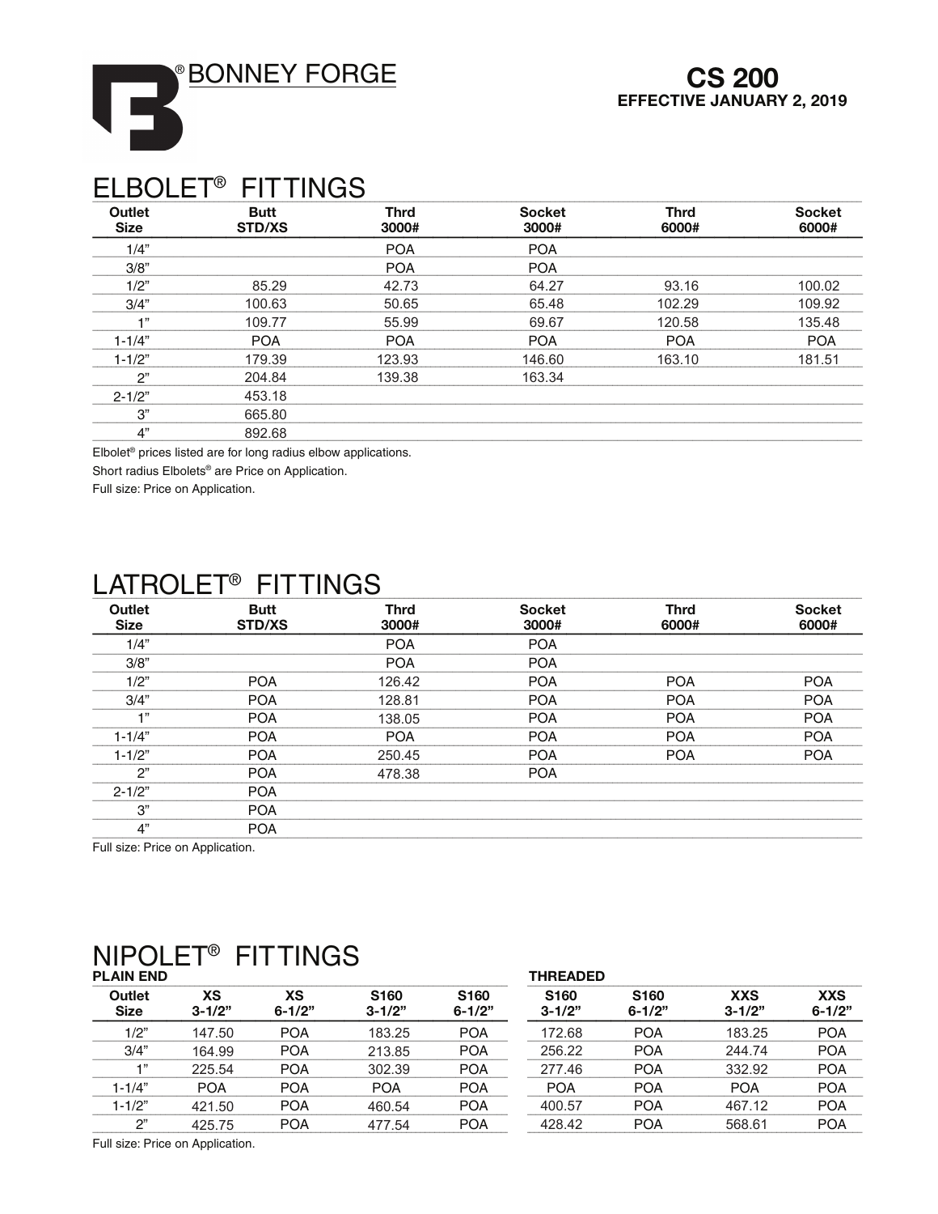BONNEY FORGE

**CS 200**
**EFFECTIVE JANUARY 2, 2019**

# ELBOLET® FITTINGS

| Outlet Size | Butt STD/XS | Thrd 3000# | Socket 3000# | Thrd 6000# | Socket 6000# |
|---|---|---|---|---|---|
| 1/4" | | POA | POA | | |
| 3/8" | | POA | POA | | |
| 1/2" | 85.29 | 42.73 | 64.27 | 93.16 | 100.02 |
| 3/4" | 100.63 | 50.65 | 65.48 | 102.29 | 109.92 |
| 1" | 109.77 | 55.99 | 69.67 | 120.58 | 135.48 |
| 1-1/4" | POA | POA | POA | POA | POA |
| 1-1/2" | 179.39 | 123.93 | 146.60 | 163.10 | 181.51 |
| 2" | 204.84 | 139.38 | 163.34 | | |
| 2-1/2" | 453.18 | | | | |
| 3" | 665.80 | | | | |
| 4" | 892.68 | | | | |

Elbolet® prices listed are for long radius elbow applications.

Short radius Elbolets® are Price on Application.

Full size: Price on Application.

# LATROLET® FITTINGS

| Outlet Size | Butt STD/XS | Thrd 3000# | Socket 3000# | Thrd 6000# | Socket 6000# |
|---|---|---|---|---|---|
| 1/4" | | POA | POA | | |
| 3/8" | | POA | POA | | |
| 1/2" | POA | 126.42 | POA | POA | POA |
| 3/4" | POA | 128.81 | POA | POA | POA |
| 1" | POA | 138.05 | POA | POA | POA |
| 1-1/4" | POA | POA | POA | POA | POA |
| 1-1/2" | POA | 250.45 | POA | POA | POA |
| 2" | POA | 478.38 | POA | | |
| 2-1/2" | POA | | | | |
| 3" | POA | | | | |
| 4" | POA | | | | |

Full size: Price on Application.

# NIPOLET® FITTINGS

| | PLAIN END | | | | THREADED | | | |
|---|---|---|---|---|---|---|---|---|
| Outlet Size | XS 3-1/2" | XS 6-1/2" | S160 3-1/2" | S160 6-1/2" | S160 3-1/2" | S160 6-1/2" | XXS 3-1/2" | XXS 6-1/2" |
| 1/2" | 147.50 | POA | 183.25 | POA | 172.68 | POA | 183.25 | POA |
| 3/4" | 164.99 | POA | 213.85 | POA | 256.22 | POA | 244.74 | POA |
| 1" | 225.54 | POA | 302.39 | POA | 277.46 | POA | 332.92 | POA |
| 1-1/4" | POA | POA | POA | POA | POA | POA | POA | POA |
| 1-1/2" | 421.50 | POA | 460.54 | POA | 400.57 | POA | 467.12 | POA |
| 2" | 425.75 | POA | 477.54 | POA | 428.42 | POA | 568.61 | POA |

Full size: Price on Application.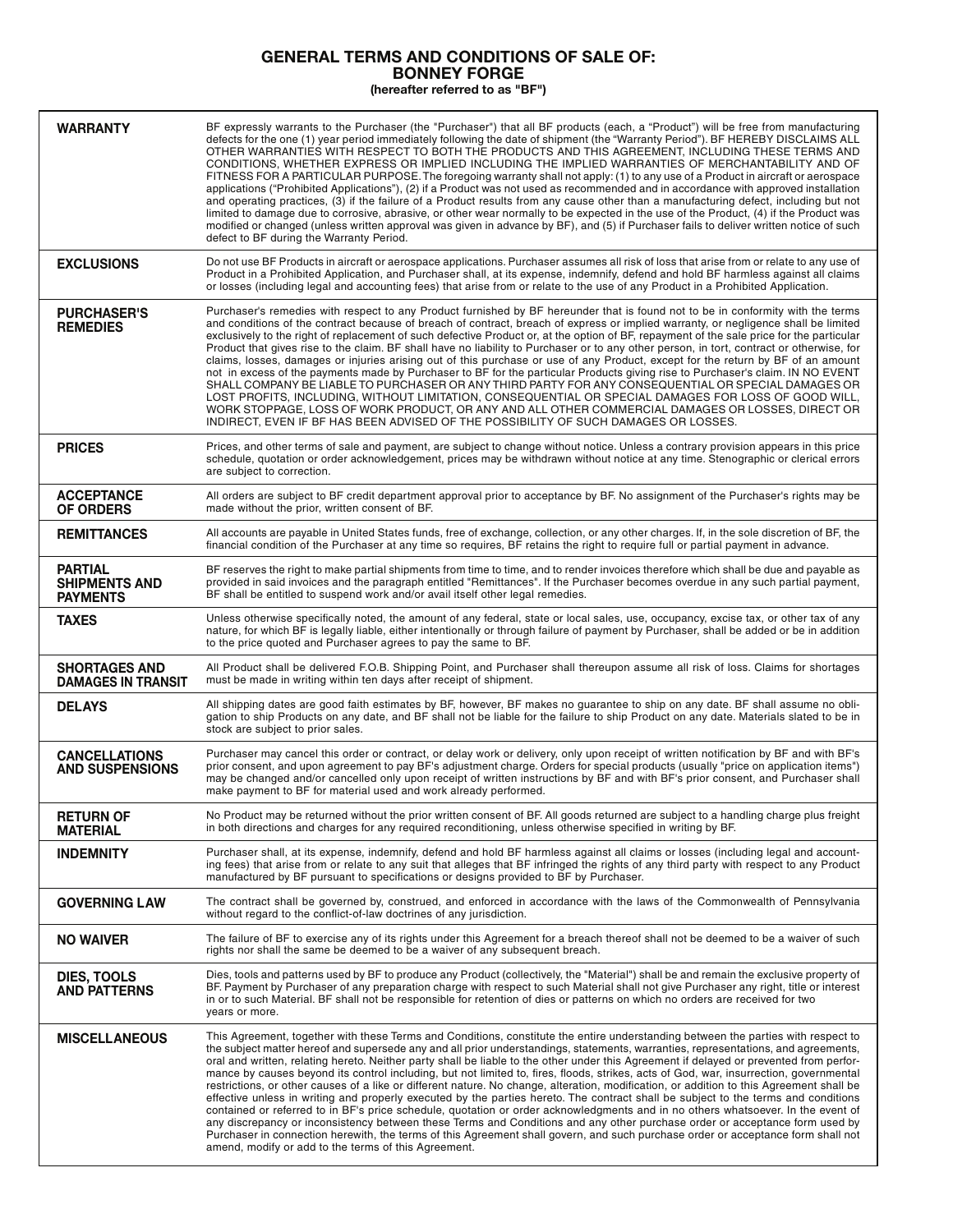# GENERAL TERMS AND CONDITIONS OF SALE OF: BONNEY FORGE

**(hereafter referred to as "BF")**

| | |
|---|---|
| **WARRANTY** | BF expressly warrants to the Purchaser (the "Purchaser") that all BF products (each, a "Product") will be free from manufacturing defects for the one (1) year period immediately following the date of shipment (the "Warranty Period"). BF HEREBY DISCLAIMS ALL OTHER WARRANTIES WITH RESPECT TO BOTH THE PRODUCTS AND THIS AGREEMENT, INCLUDING THESE TERMS AND CONDITIONS, WHETHER EXPRESS OR IMPLIED INCLUDING THE IMPLIED WARRANTIES OF MERCHANTABILITY AND OF FITNESS FOR A PARTICULAR PURPOSE. The foregoing warranty shall not apply: (1) to any use of a Product in aircraft or aerospace applications ("Prohibited Applications"), (2) if a Product was not used as recommended and in accordance with approved installation and operating practices, (3) if the failure of a Product results from any cause other than a manufacturing defect, including but not limited to damage due to corrosive, abrasive, or other wear normally to be expected in the use of the Product, (4) if the Product was modified or changed (unless written approval was given in advance by BF), and (5) if Purchaser fails to deliver written notice of such defect to BF during the Warranty Period. |
| **EXCLUSIONS** | Do not use BF Products in aircraft or aerospace applications. Purchaser assumes all risk of loss that arise from or relate to any use of Product in a Prohibited Application, and Purchaser shall, at its expense, indemnify, defend and hold BF harmless against all claims or losses (including legal and accounting fees) that arise from or relate to the use of any Product in a Prohibited Application. |
| **PURCHASER'S REMEDIES** | Purchaser's remedies with respect to any Product furnished by BF hereunder that is found not to be in conformity with the terms and conditions of the contract because of breach of contract, breach of express or implied warranty, or negligence shall be limited exclusively to the right of replacement of such defective Product or, at the option of BF, repayment of the sale price for the particular Product that gives rise to the claim. BF shall have no liability to Purchaser or to any other person, in tort, contract or otherwise, for claims, losses, damages or injuries arising out of this purchase or use of any Product, except for the return by BF of an amount not in excess of the payments made by Purchaser to BF for the particular Products giving rise to Purchaser's claim. IN NO EVENT SHALL COMPANY BE LIABLE TO PURCHASER OR ANY THIRD PARTY FOR ANY CONSEQUENTIAL OR SPECIAL DAMAGES OR LOST PROFITS, INCLUDING, WITHOUT LIMITATION, CONSEQUENTIAL OR SPECIAL DAMAGES FOR LOSS OF GOOD WILL, WORK STOPPAGE, LOSS OF WORK PRODUCT, OR ANY AND ALL OTHER COMMERCIAL DAMAGES OR LOSSES, DIRECT OR INDIRECT, EVEN IF BF HAS BEEN ADVISED OF THE POSSIBILITY OF SUCH DAMAGES OR LOSSES. |
| **PRICES** | Prices, and other terms of sale and payment, are subject to change without notice. Unless a contrary provision appears in this price schedule, quotation or order acknowledgement, prices may be withdrawn without notice at any time. Stenographic or clerical errors are subject to correction. |
| **ACCEPTANCE OF ORDERS** | All orders are subject to BF credit department approval prior to acceptance by BF. No assignment of the Purchaser's rights may be made without the prior, written consent of BF. |
| **REMITTANCES** | All accounts are payable in United States funds, free of exchange, collection, or any other charges. If, in the sole discretion of BF, the financial condition of the Purchaser at any time so requires, BF retains the right to require full or partial payment in advance. |
| **PARTIAL SHIPMENTS AND PAYMENTS** | BF reserves the right to make partial shipments from time to time, and to render invoices therefore which shall be due and payable as provided in said invoices and the paragraph entitled "Remittances". If the Purchaser becomes overdue in any such partial payment, BF shall be entitled to suspend work and/or avail itself other legal remedies. |
| **TAXES** | Unless otherwise specifically noted, the amount of any federal, state or local sales, use, occupancy, excise tax, or other tax of any nature, for which BF is legally liable, either intentionally or through failure of payment by Purchaser, shall be added or be in addition to the price quoted and Purchaser agrees to pay the same to BF. |
| **SHORTAGES AND DAMAGES IN TRANSIT** | All Product shall be delivered F.O.B. Shipping Point, and Purchaser shall thereupon assume all risk of loss. Claims for shortages must be made in writing within ten days after receipt of shipment. |
| **DELAYS** | All shipping dates are good faith estimates by BF, however, BF makes no guarantee to ship on any date. BF shall assume no obligation to ship Products on any date, and BF shall not be liable for the failure to ship Product on any date. Materials slated to be in stock are subject to prior sales. |
| **CANCELLATIONS AND SUSPENSIONS** | Purchaser may cancel this order or contract, or delay work or delivery, only upon receipt of written notification by BF and with BF's prior consent, and upon agreement to pay BF's adjustment charge. Orders for special products (usually "price on application items") may be changed and/or cancelled only upon receipt of written instructions by BF and with BF's prior consent, and Purchaser shall make payment to BF for material used and work already performed. |
| **RETURN OF MATERIAL** | No Product may be returned without the prior written consent of BF. All goods returned are subject to a handling charge plus freight in both directions and charges for any required reconditioning, unless otherwise specified in writing by BF. |
| **INDEMNITY** | Purchaser shall, at its expense, indemnify, defend and hold BF harmless against all claims or losses (including legal and accounting fees) that arise from or relate to any suit that alleges that BF infringed the rights of any third party with respect to any Product manufactured by BF pursuant to specifications or designs provided to BF by Purchaser. |
| **GOVERNING LAW** | The contract shall be governed by, construed, and enforced in accordance with the laws of the Commonwealth of Pennsylvania without regard to the conflict-of-law doctrines of any jurisdiction. |
| **NO WAIVER** | The failure of BF to exercise any of its rights under this Agreement for a breach thereof shall not be deemed to be a waiver of such rights nor shall the same be deemed to be a waiver of any subsequent breach. |
| **DIES, TOOLS AND PATTERNS** | Dies, tools and patterns used by BF to produce any Product (collectively, the "Material") shall be and remain the exclusive property of BF. Payment by Purchaser of any preparation charge with respect to such Material shall not give Purchaser any right, title or interest in or to such Material. BF shall not be responsible for retention of dies or patterns on which no orders are received for two years or more. |
| **MISCELLANEOUS** | This Agreement, together with these Terms and Conditions, constitute the entire understanding between the parties with respect to the subject matter hereof and supersede any and all prior understandings, statements, warranties, representations, and agreements, oral and written, relating hereto. Neither party shall be liable to the other under this Agreement if delayed or prevented from performance by causes beyond its control including, but not limited to, fires, floods, strikes, acts of God, war, insurrection, governmental restrictions, or other causes of a like or different nature. No change, alteration, modification, or addition to this Agreement shall be effective unless in writing and properly executed by the parties hereto. The contract shall be subject to the terms and conditions contained or referred to in BF's price schedule, quotation or order acknowledgments and in no others whatsoever. In the event of any discrepancy or inconsistency between these Terms and Conditions and any other purchase order or acceptance form used by Purchaser in connection herewith, the terms of this Agreement shall govern, and such purchase order or acceptance form shall not amend, modify or add to the terms of this Agreement. |